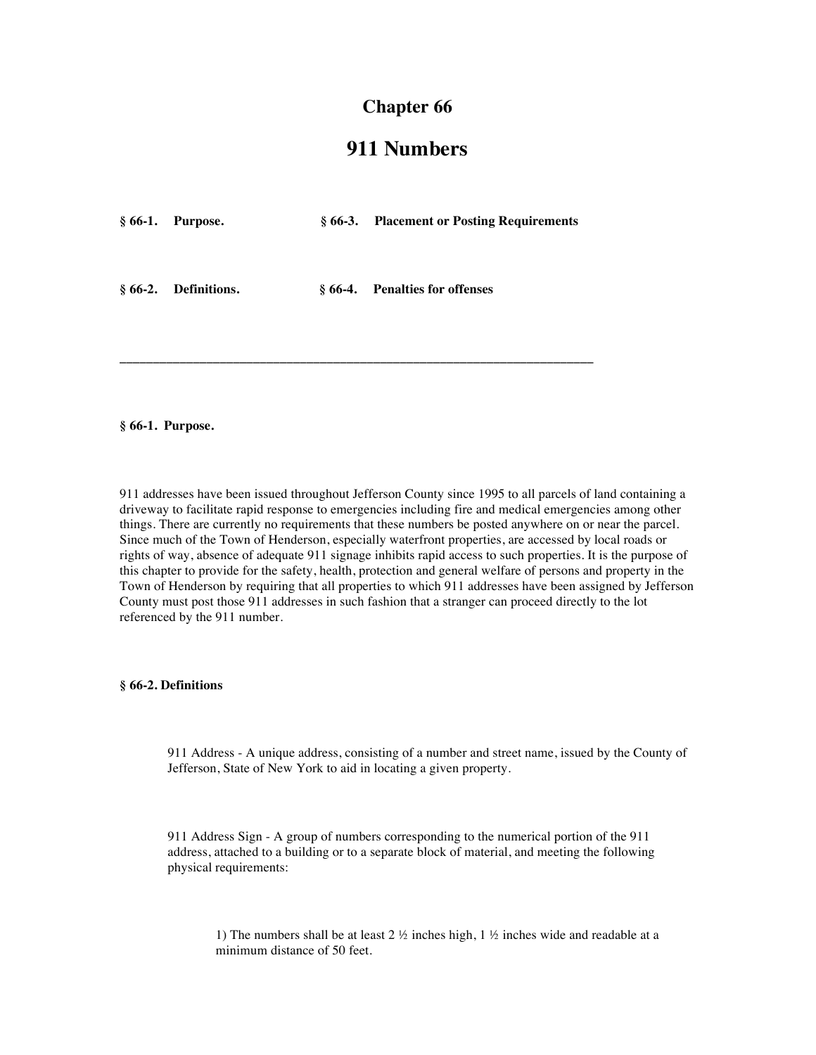# Chapter 66

# 911 Numbers

**§ 66-1. Purpose.**

**§ 66-2. Definitions.**

**§ 66-3. Placement or Posting Requirements**

**§ 66-4. Penalties for offenses**

---

**§ 66-1. Purpose.**

911 addresses have been issued throughout Jefferson County since 1995 to all parcels of land containing a driveway to facilitate rapid response to emergencies including fire and medical emergencies among other things. There are currently no requirements that these numbers be posted anywhere on or near the parcel. Since much of the Town of Henderson, especially waterfront properties, are accessed by local roads or rights of way, absence of adequate 911 signage inhibits rapid access to such properties. It is the purpose of this chapter to provide for the safety, health, protection and general welfare of persons and property in the Town of Henderson by requiring that all properties to which 911 addresses have been assigned by Jefferson County must post those 911 addresses in such fashion that a stranger can proceed directly to the lot referenced by the 911 number.

**§ 66-2. Definitions**

911 Address - A unique address, consisting of a number and street name, issued by the County of Jefferson, State of New York to aid in locating a given property.

911 Address Sign - A group of numbers corresponding to the numerical portion of the 911 address, attached to a building or to a separate block of material, and meeting the following physical requirements:

1) The numbers shall be at least 2 ½ inches high, 1 ½ inches wide and readable at a minimum distance of 50 feet.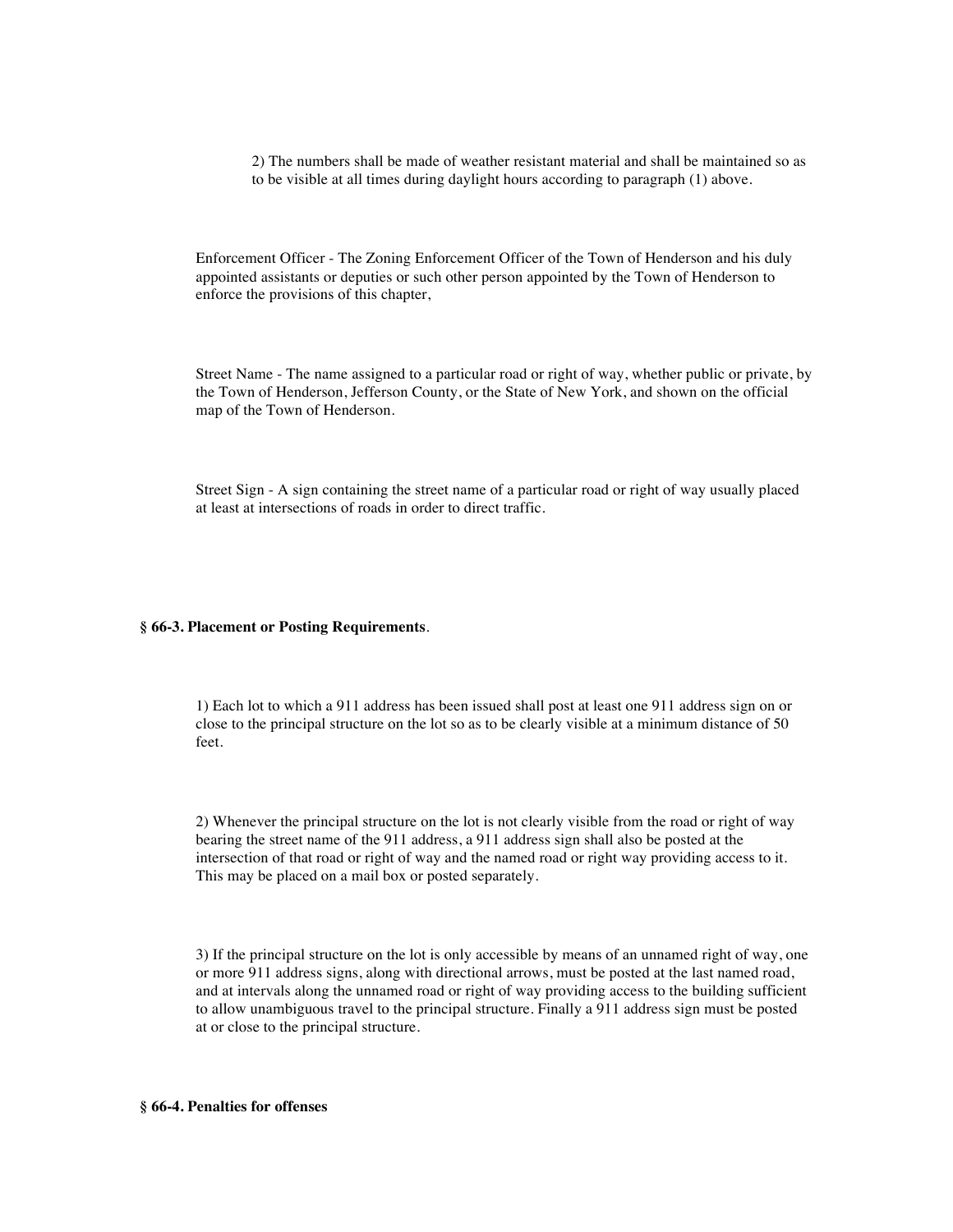2) The numbers shall be made of weather resistant material and shall be maintained so as to be visible at all times during daylight hours according to paragraph (1) above.

Enforcement Officer - The Zoning Enforcement Officer of the Town of Henderson and his duly appointed assistants or deputies or such other person appointed by the Town of Henderson to enforce the provisions of this chapter,

Street Name - The name assigned to a particular road or right of way, whether public or private, by the Town of Henderson, Jefferson County, or the State of New York, and shown on the official map of the Town of Henderson.

Street Sign - A sign containing the street name of a particular road or right of way usually placed at least at intersections of roads in order to direct traffic.

**§ 66-3. Placement or Posting Requirements**.

1) Each lot to which a 911 address has been issued shall post at least one 911 address sign on or close to the principal structure on the lot so as to be clearly visible at a minimum distance of 50 feet.

2) Whenever the principal structure on the lot is not clearly visible from the road or right of way bearing the street name of the 911 address, a 911 address sign shall also be posted at the intersection of that road or right of way and the named road or right way providing access to it. This may be placed on a mail box or posted separately.

3) If the principal structure on the lot is only accessible by means of an unnamed right of way, one or more 911 address signs, along with directional arrows, must be posted at the last named road, and at intervals along the unnamed road or right of way providing access to the building sufficient to allow unambiguous travel to the principal structure. Finally a 911 address sign must be posted at or close to the principal structure.

**§ 66-4. Penalties for offenses**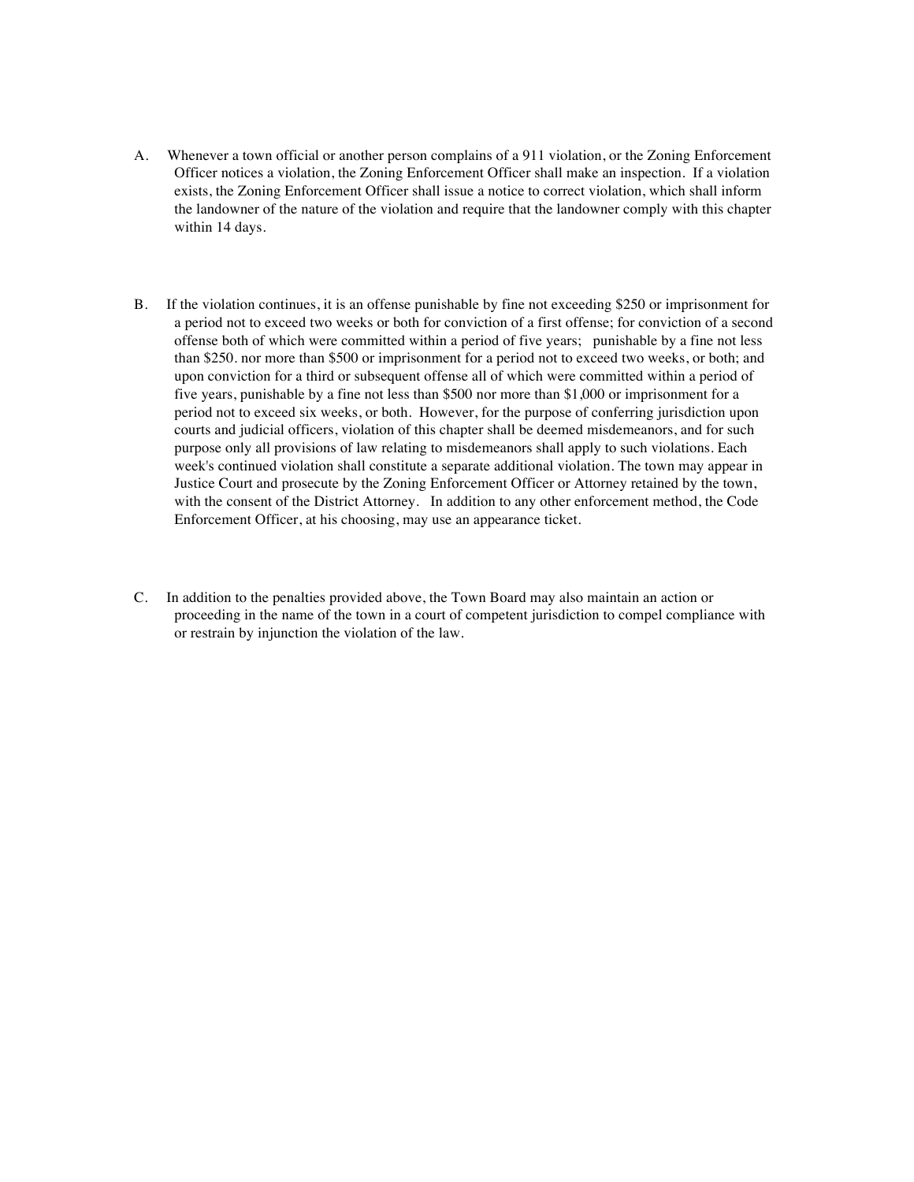A. Whenever a town official or another person complains of a 911 violation, or the Zoning Enforcement Officer notices a violation, the Zoning Enforcement Officer shall make an inspection. If a violation exists, the Zoning Enforcement Officer shall issue a notice to correct violation, which shall inform the landowner of the nature of the violation and require that the landowner comply with this chapter within 14 days.

B. If the violation continues, it is an offense punishable by fine not exceeding $250 or imprisonment for a period not to exceed two weeks or both for conviction of a first offense; for conviction of a second offense both of which were committed within a period of five years; punishable by a fine not less than $250. nor more than $500 or imprisonment for a period not to exceed two weeks, or both; and upon conviction for a third or subsequent offense all of which were committed within a period of five years, punishable by a fine not less than $500 nor more than $1,000 or imprisonment for a period not to exceed six weeks, or both. However, for the purpose of conferring jurisdiction upon courts and judicial officers, violation of this chapter shall be deemed misdemeanors, and for such purpose only all provisions of law relating to misdemeanors shall apply to such violations. Each week's continued violation shall constitute a separate additional violation. The town may appear in Justice Court and prosecute by the Zoning Enforcement Officer or Attorney retained by the town, with the consent of the District Attorney. In addition to any other enforcement method, the Code Enforcement Officer, at his choosing, may use an appearance ticket.

C. In addition to the penalties provided above, the Town Board may also maintain an action or proceeding in the name of the town in a court of competent jurisdiction to compel compliance with or restrain by injunction the violation of the law.